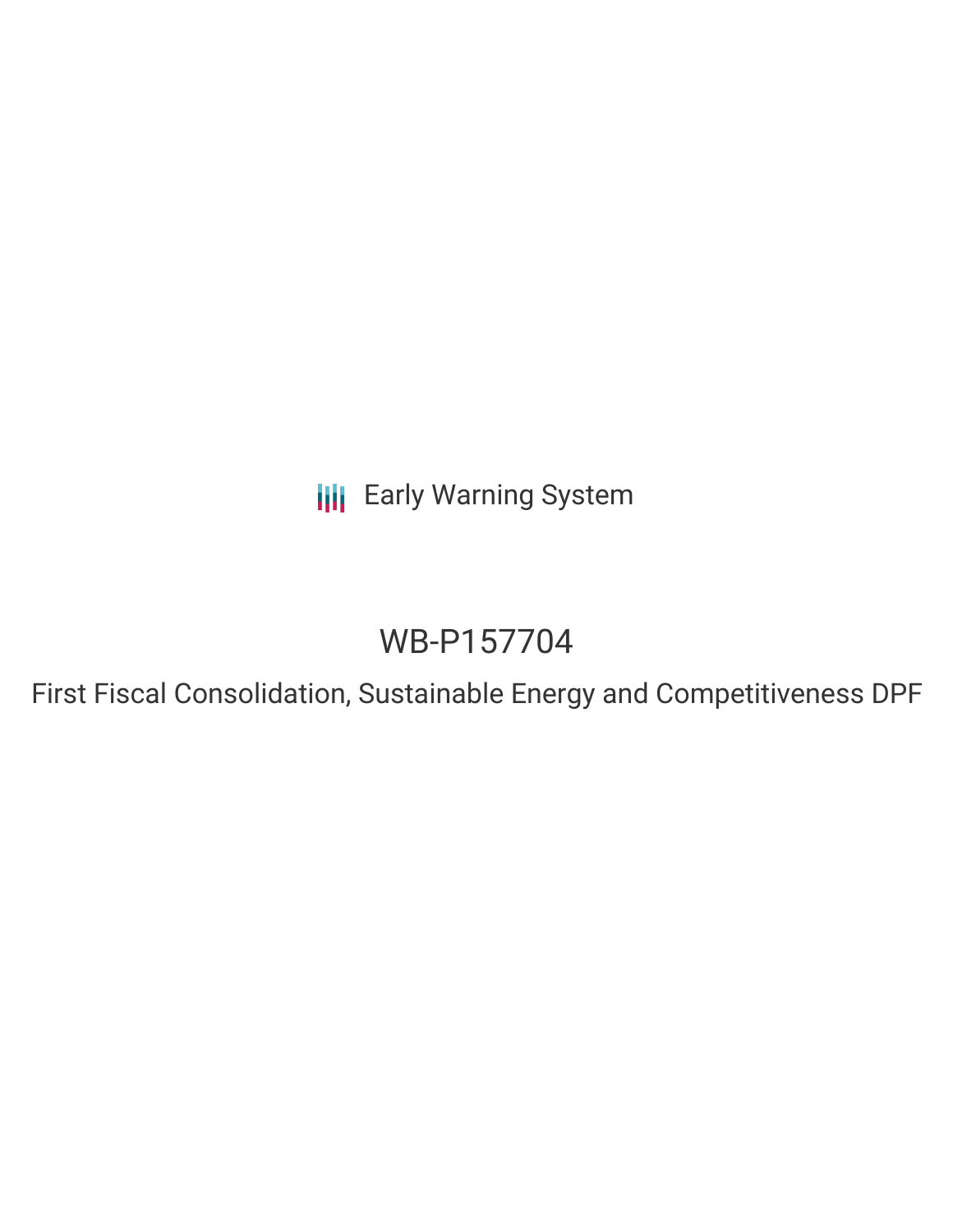Early Warning System

# WB-P157704

## First Fiscal Consolidation, Sustainable Energy and Competitiveness DPF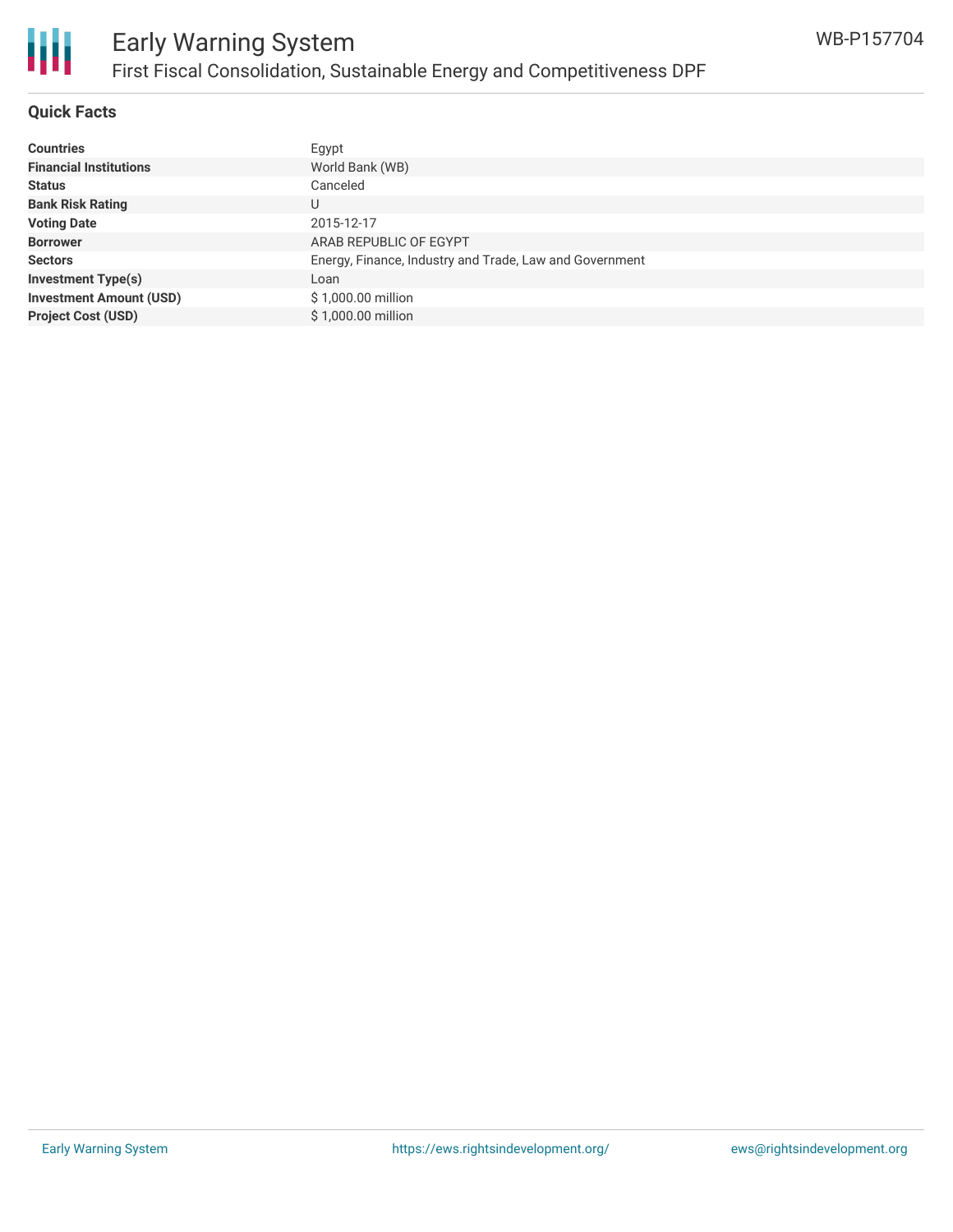## Quick Facts

| | |
|---|---|
| **Countries** | Egypt |
| **Financial Institutions** | World Bank (WB) |
| **Status** | Canceled |
| **Bank Risk Rating** | U |
| **Voting Date** | 2015-12-17 |
| **Borrower** | ARAB REPUBLIC OF EGYPT |
| **Sectors** | Energy, Finance, Industry and Trade, Law and Government |
| **Investment Type(s)** | Loan |
| **Investment Amount (USD)** | $ 1,000.00 million |
| **Project Cost (USD)** | $ 1,000.00 million |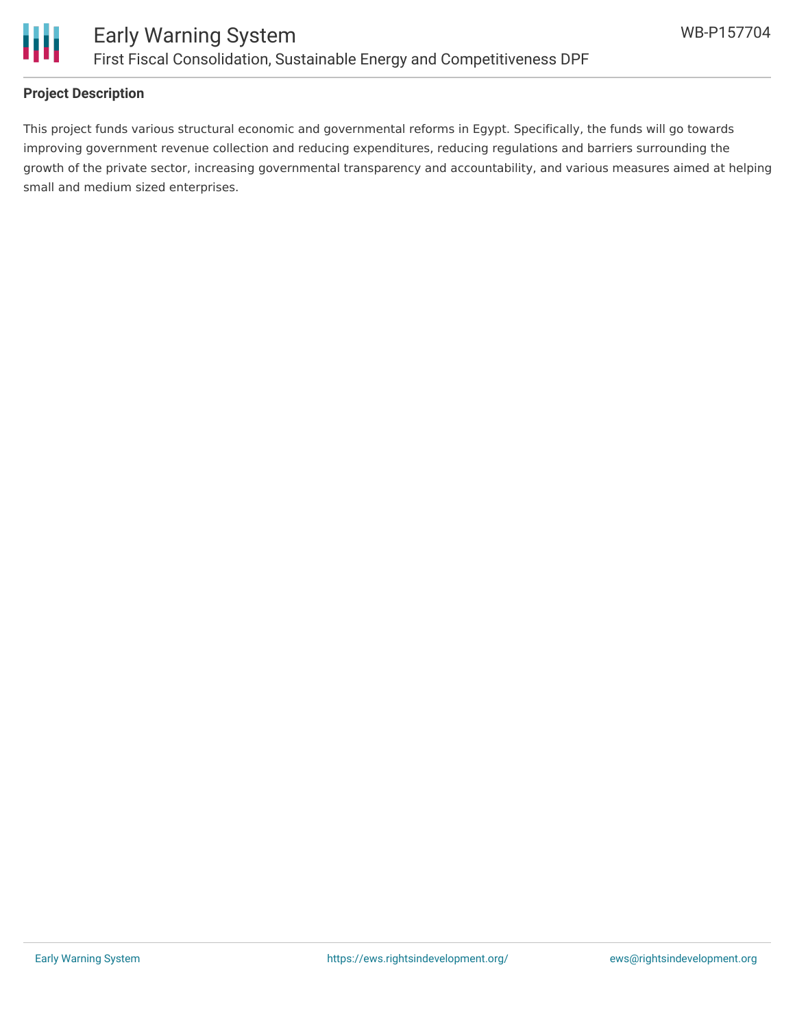### Project Description

This project funds various structural economic and governmental reforms in Egypt. Specifically, the funds will go towards improving government revenue collection and reducing expenditures, reducing regulations and barriers surrounding the growth of the private sector, increasing governmental transparency and accountability, and various measures aimed at helping small and medium sized enterprises.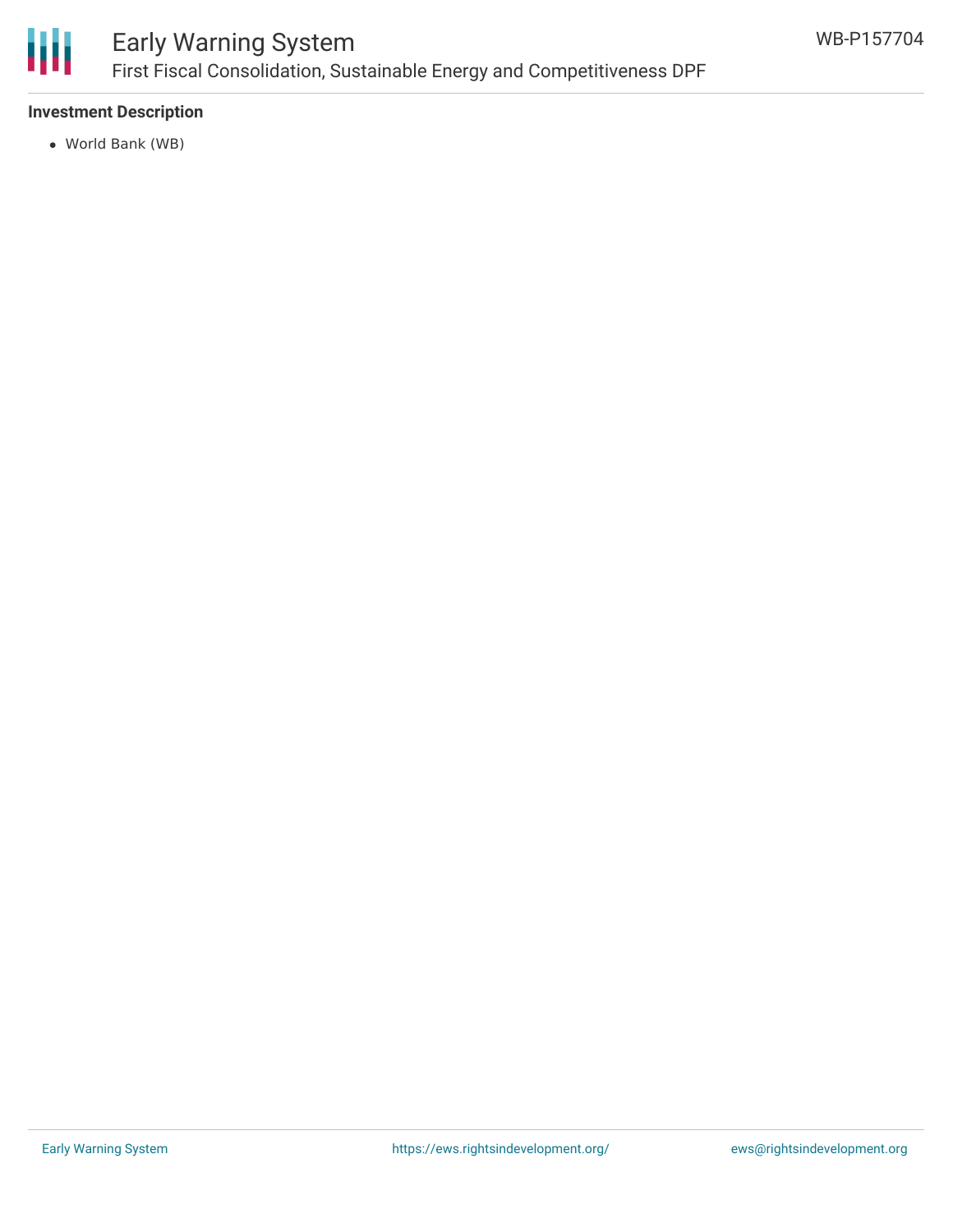### Investment Description

- World Bank (WB)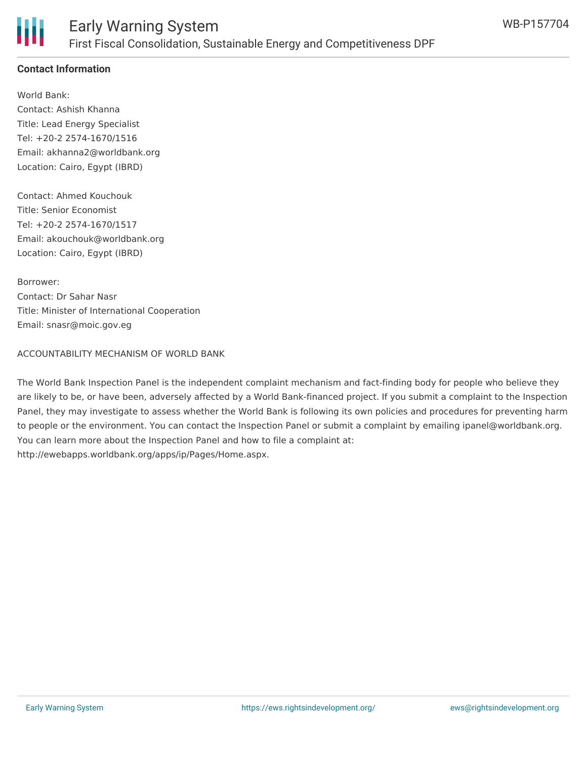**Contact Information**

World Bank:
Contact: Ashish Khanna
Title: Lead Energy Specialist
Tel: +20-2 2574-1670/1516
Email: akhanna2@worldbank.org
Location: Cairo, Egypt (IBRD)

Contact: Ahmed Kouchouk
Title: Senior Economist
Tel: +20-2 2574-1670/1517
Email: akouchouk@worldbank.org
Location: Cairo, Egypt (IBRD)

Borrower:
Contact: Dr Sahar Nasr
Title: Minister of International Cooperation
Email: snasr@moic.gov.eg

ACCOUNTABILITY MECHANISM OF WORLD BANK

The World Bank Inspection Panel is the independent complaint mechanism and fact-finding body for people who believe they are likely to be, or have been, adversely affected by a World Bank-financed project. If you submit a complaint to the Inspection Panel, they may investigate to assess whether the World Bank is following its own policies and procedures for preventing harm to people or the environment. You can contact the Inspection Panel or submit a complaint by emailing ipanel@worldbank.org. You can learn more about the Inspection Panel and how to file a complaint at: http://ewebapps.worldbank.org/apps/ip/Pages/Home.aspx.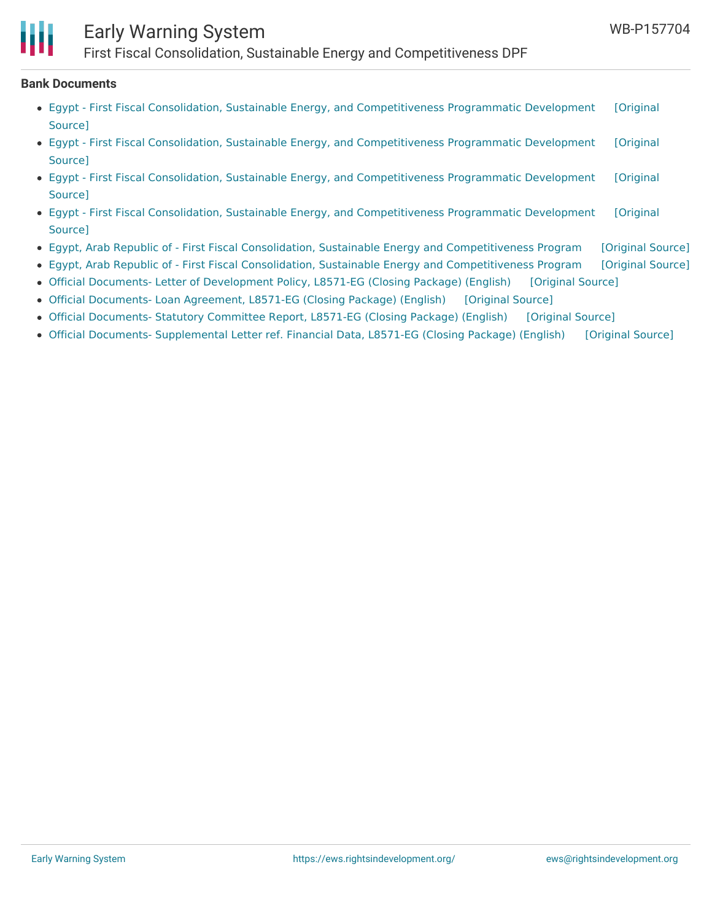**Bank Documents**

- Egypt - First Fiscal Consolidation, Sustainable Energy, and Competitiveness Programmatic Development [Original Source]
- Egypt - First Fiscal Consolidation, Sustainable Energy, and Competitiveness Programmatic Development [Original Source]
- Egypt - First Fiscal Consolidation, Sustainable Energy, and Competitiveness Programmatic Development [Original Source]
- Egypt - First Fiscal Consolidation, Sustainable Energy, and Competitiveness Programmatic Development [Original Source]
- Egypt, Arab Republic of - First Fiscal Consolidation, Sustainable Energy and Competitiveness Program [Original Source]
- Egypt, Arab Republic of - First Fiscal Consolidation, Sustainable Energy and Competitiveness Program [Original Source]
- Official Documents- Letter of Development Policy, L8571-EG (Closing Package) (English) [Original Source]
- Official Documents- Loan Agreement, L8571-EG (Closing Package) (English) [Original Source]
- Official Documents- Statutory Committee Report, L8571-EG (Closing Package) (English) [Original Source]
- Official Documents- Supplemental Letter ref. Financial Data, L8571-EG (Closing Package) (English) [Original Source]